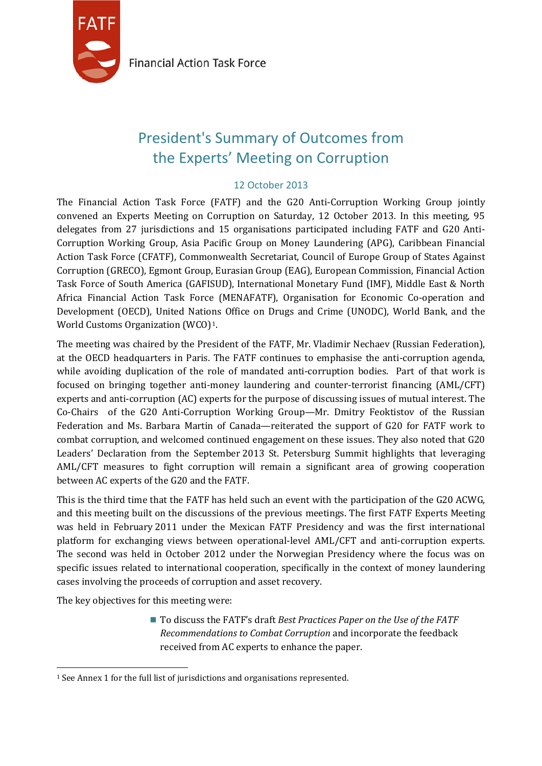Financial Action Task Force

# President's Summary of Outcomes from the Experts' Meeting on Corruption

12 October 2013

The Financial Action Task Force (FATF) and the G20 Anti-Corruption Working Group jointly convened an Experts Meeting on Corruption on Saturday, 12 October 2013. In this meeting, 95 delegates from 27 jurisdictions and 15 organisations participated including FATF and G20 Anti-Corruption Working Group, Asia Pacific Group on Money Laundering (APG), Caribbean Financial Action Task Force (CFATF), Commonwealth Secretariat, Council of Europe Group of States Against Corruption (GRECO), Egmont Group, Eurasian Group (EAG), European Commission, Financial Action Task Force of South America (GAFISUD), International Monetary Fund (IMF), Middle East & North Africa Financial Action Task Force (MENAFATF), Organisation for Economic Co-operation and Development (OECD), United Nations Office on Drugs and Crime (UNODC), World Bank, and the World Customs Organization (WCO)[1].

The meeting was chaired by the President of the FATF, Mr. Vladimir Nechaev (Russian Federation), at the OECD headquarters in Paris. The FATF continues to emphasise the anti-corruption agenda, while avoiding duplication of the role of mandated anti-corruption bodies. Part of that work is focused on bringing together anti-money laundering and counter-terrorist financing (AML/CFT) experts and anti-corruption (AC) experts for the purpose of discussing issues of mutual interest. The Co-Chairs of the G20 Anti-Corruption Working Group—Mr. Dmitry Feoktistov of the Russian Federation and Ms. Barbara Martin of Canada—reiterated the support of G20 for FATF work to combat corruption, and welcomed continued engagement on these issues. They also noted that G20 Leaders' Declaration from the September 2013 St. Petersburg Summit highlights that leveraging AML/CFT measures to fight corruption will remain a significant area of growing cooperation between AC experts of the G20 and the FATF.

This is the third time that the FATF has held such an event with the participation of the G20 ACWG, and this meeting built on the discussions of the previous meetings. The first FATF Experts Meeting was held in February 2011 under the Mexican FATF Presidency and was the first international platform for exchanging views between operational-level AML/CFT and anti-corruption experts. The second was held in October 2012 under the Norwegian Presidency where the focus was on specific issues related to international cooperation, specifically in the context of money laundering cases involving the proceeds of corruption and asset recovery.

The key objectives for this meeting were:

- To discuss the FATF's draft *Best Practices Paper on the Use of the FATF Recommendations to Combat Corruption* and incorporate the feedback received from AC experts to enhance the paper.

[1] See Annex 1 for the full list of jurisdictions and organisations represented.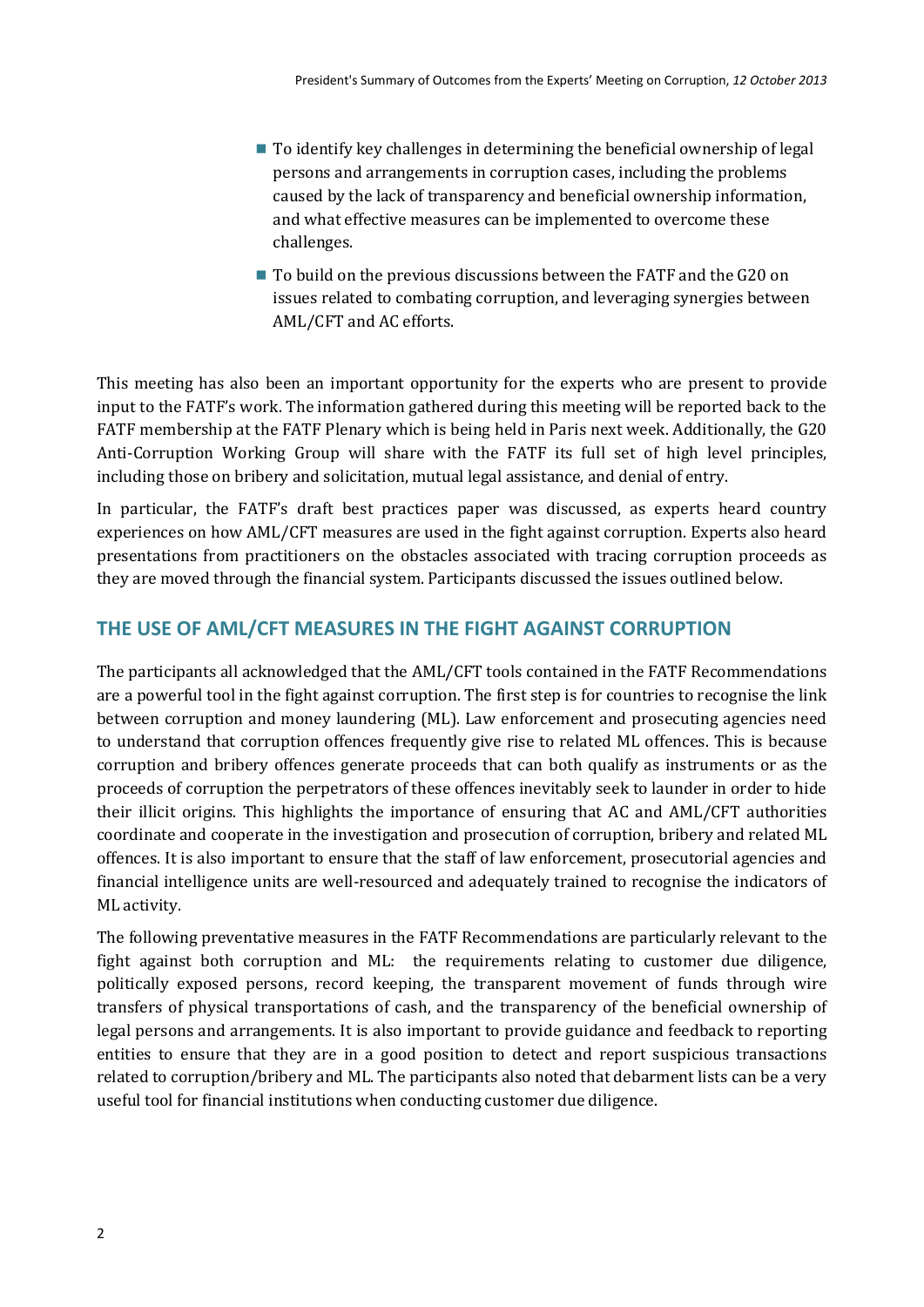- To identify key challenges in determining the beneficial ownership of legal persons and arrangements in corruption cases, including the problems caused by the lack of transparency and beneficial ownership information, and what effective measures can be implemented to overcome these challenges.
- To build on the previous discussions between the FATF and the G20 on issues related to combating corruption, and leveraging synergies between AML/CFT and AC efforts.

This meeting has also been an important opportunity for the experts who are present to provide input to the FATF's work. The information gathered during this meeting will be reported back to the FATF membership at the FATF Plenary which is being held in Paris next week. Additionally, the G20 Anti-Corruption Working Group will share with the FATF its full set of high level principles, including those on bribery and solicitation, mutual legal assistance, and denial of entry.

In particular, the FATF's draft best practices paper was discussed, as experts heard country experiences on how AML/CFT measures are used in the fight against corruption. Experts also heard presentations from practitioners on the obstacles associated with tracing corruption proceeds as they are moved through the financial system. Participants discussed the issues outlined below.

## THE USE OF AML/CFT MEASURES IN THE FIGHT AGAINST CORRUPTION

The participants all acknowledged that the AML/CFT tools contained in the FATF Recommendations are a powerful tool in the fight against corruption. The first step is for countries to recognise the link between corruption and money laundering (ML). Law enforcement and prosecuting agencies need to understand that corruption offences frequently give rise to related ML offences. This is because corruption and bribery offences generate proceeds that can both qualify as instruments or as the proceeds of corruption the perpetrators of these offences inevitably seek to launder in order to hide their illicit origins. This highlights the importance of ensuring that AC and AML/CFT authorities coordinate and cooperate in the investigation and prosecution of corruption, bribery and related ML offences. It is also important to ensure that the staff of law enforcement, prosecutorial agencies and financial intelligence units are well-resourced and adequately trained to recognise the indicators of ML activity.

The following preventative measures in the FATF Recommendations are particularly relevant to the fight against both corruption and ML: the requirements relating to customer due diligence, politically exposed persons, record keeping, the transparent movement of funds through wire transfers of physical transportations of cash, and the transparency of the beneficial ownership of legal persons and arrangements. It is also important to provide guidance and feedback to reporting entities to ensure that they are in a good position to detect and report suspicious transactions related to corruption/bribery and ML. The participants also noted that debarment lists can be a very useful tool for financial institutions when conducting customer due diligence.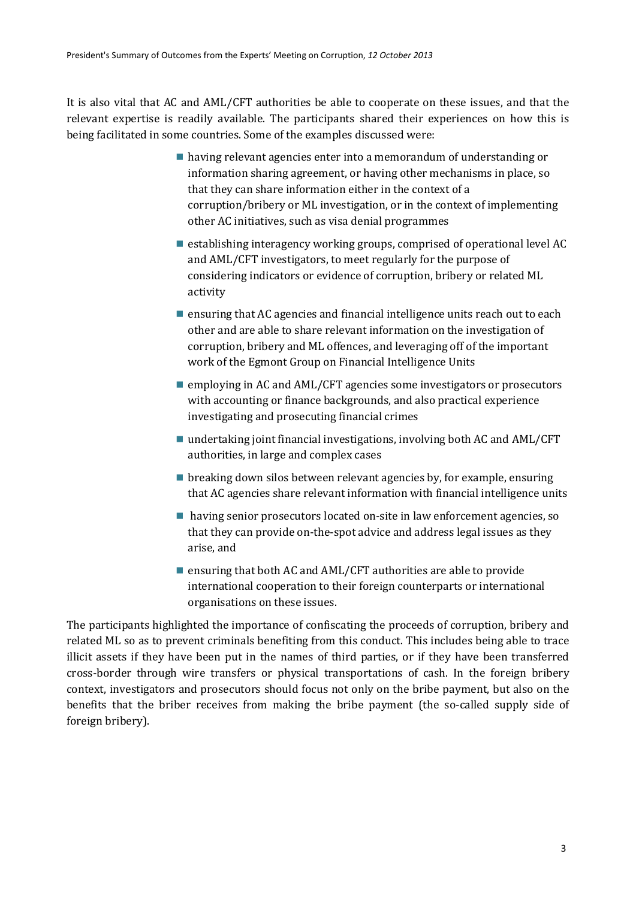It is also vital that AC and AML/CFT authorities be able to cooperate on these issues, and that the relevant expertise is readily available. The participants shared their experiences on how this is being facilitated in some countries. Some of the examples discussed were:

- having relevant agencies enter into a memorandum of understanding or information sharing agreement, or having other mechanisms in place, so that they can share information either in the context of a corruption/bribery or ML investigation, or in the context of implementing other AC initiatives, such as visa denial programmes
- establishing interagency working groups, comprised of operational level AC and AML/CFT investigators, to meet regularly for the purpose of considering indicators or evidence of corruption, bribery or related ML activity
- ensuring that AC agencies and financial intelligence units reach out to each other and are able to share relevant information on the investigation of corruption, bribery and ML offences, and leveraging off of the important work of the Egmont Group on Financial Intelligence Units
- employing in AC and AML/CFT agencies some investigators or prosecutors with accounting or finance backgrounds, and also practical experience investigating and prosecuting financial crimes
- undertaking joint financial investigations, involving both AC and AML/CFT authorities, in large and complex cases
- breaking down silos between relevant agencies by, for example, ensuring that AC agencies share relevant information with financial intelligence units
- having senior prosecutors located on-site in law enforcement agencies, so that they can provide on-the-spot advice and address legal issues as they arise, and
- ensuring that both AC and AML/CFT authorities are able to provide international cooperation to their foreign counterparts or international organisations on these issues.

The participants highlighted the importance of confiscating the proceeds of corruption, bribery and related ML so as to prevent criminals benefiting from this conduct. This includes being able to trace illicit assets if they have been put in the names of third parties, or if they have been transferred cross-border through wire transfers or physical transportations of cash. In the foreign bribery context, investigators and prosecutors should focus not only on the bribe payment, but also on the benefits that the briber receives from making the bribe payment (the so-called supply side of foreign bribery).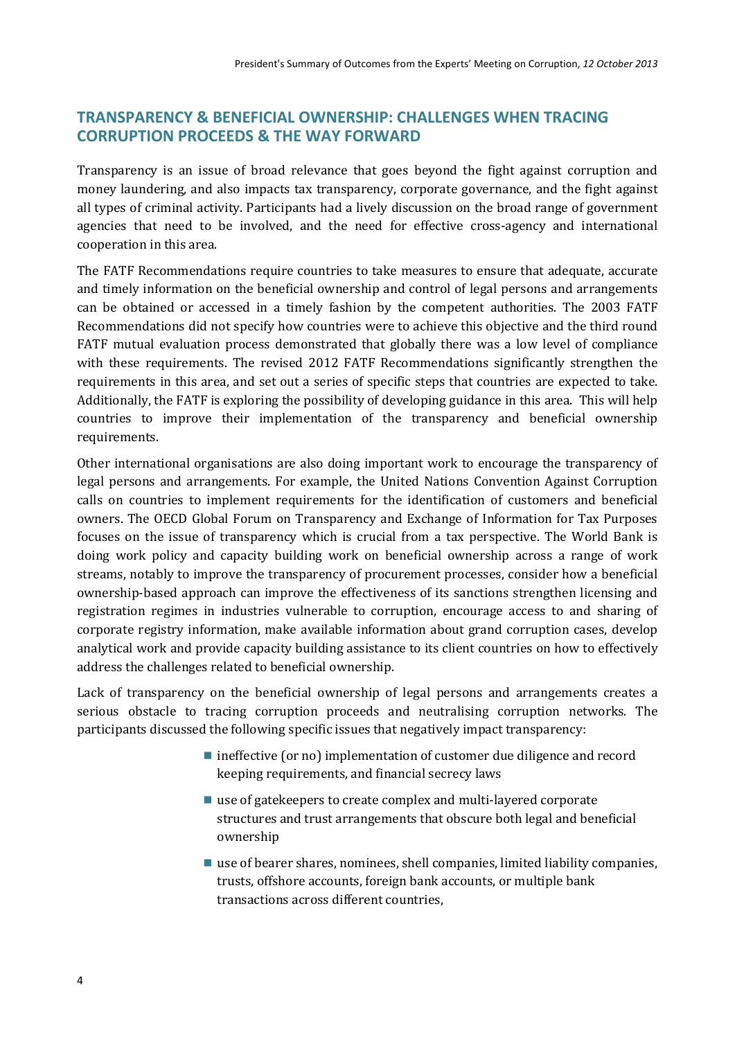## TRANSPARENCY & BENEFICIAL OWNERSHIP: CHALLENGES WHEN TRACING CORRUPTION PROCEEDS & THE WAY FORWARD

Transparency is an issue of broad relevance that goes beyond the fight against corruption and money laundering, and also impacts tax transparency, corporate governance, and the fight against all types of criminal activity. Participants had a lively discussion on the broad range of government agencies that need to be involved, and the need for effective cross-agency and international cooperation in this area.

The FATF Recommendations require countries to take measures to ensure that adequate, accurate and timely information on the beneficial ownership and control of legal persons and arrangements can be obtained or accessed in a timely fashion by the competent authorities. The 2003 FATF Recommendations did not specify how countries were to achieve this objective and the third round FATF mutual evaluation process demonstrated that globally there was a low level of compliance with these requirements. The revised 2012 FATF Recommendations significantly strengthen the requirements in this area, and set out a series of specific steps that countries are expected to take. Additionally, the FATF is exploring the possibility of developing guidance in this area. This will help countries to improve their implementation of the transparency and beneficial ownership requirements.

Other international organisations are also doing important work to encourage the transparency of legal persons and arrangements. For example, the United Nations Convention Against Corruption calls on countries to implement requirements for the identification of customers and beneficial owners. The OECD Global Forum on Transparency and Exchange of Information for Tax Purposes focuses on the issue of transparency which is crucial from a tax perspective. The World Bank is doing work policy and capacity building work on beneficial ownership across a range of work streams, notably to improve the transparency of procurement processes, consider how a beneficial ownership-based approach can improve the effectiveness of its sanctions strengthen licensing and registration regimes in industries vulnerable to corruption, encourage access to and sharing of corporate registry information, make available information about grand corruption cases, develop analytical work and provide capacity building assistance to its client countries on how to effectively address the challenges related to beneficial ownership.

Lack of transparency on the beneficial ownership of legal persons and arrangements creates a serious obstacle to tracing corruption proceeds and neutralising corruption networks. The participants discussed the following specific issues that negatively impact transparency:

- ineffective (or no) implementation of customer due diligence and record keeping requirements, and financial secrecy laws
- use of gatekeepers to create complex and multi-layered corporate structures and trust arrangements that obscure both legal and beneficial ownership
- use of bearer shares, nominees, shell companies, limited liability companies, trusts, offshore accounts, foreign bank accounts, or multiple bank transactions across different countries,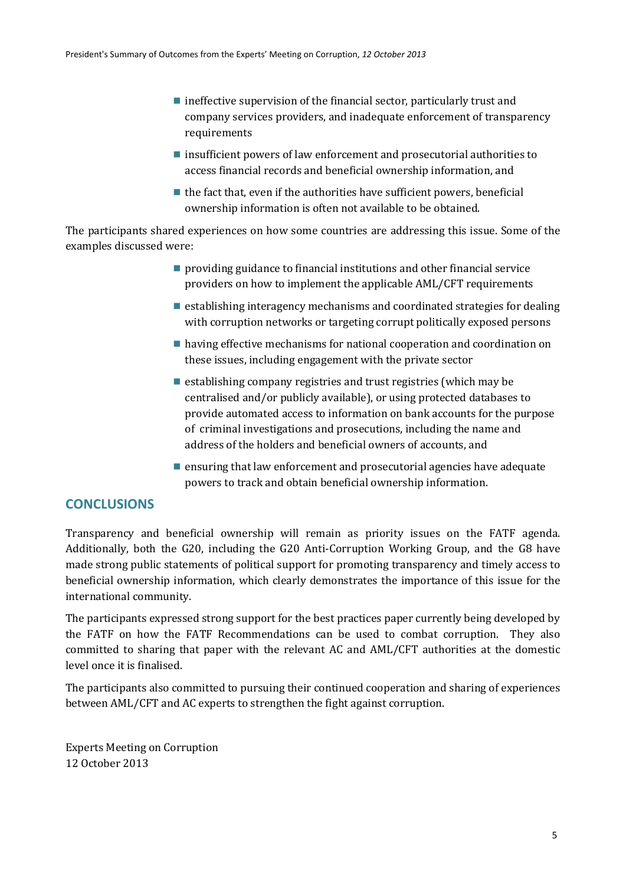- ineffective supervision of the financial sector, particularly trust and company services providers, and inadequate enforcement of transparency requirements
- insufficient powers of law enforcement and prosecutorial authorities to access financial records and beneficial ownership information, and
- the fact that, even if the authorities have sufficient powers, beneficial ownership information is often not available to be obtained.

The participants shared experiences on how some countries are addressing this issue. Some of the examples discussed were:

- providing guidance to financial institutions and other financial service providers on how to implement the applicable AML/CFT requirements
- establishing interagency mechanisms and coordinated strategies for dealing with corruption networks or targeting corrupt politically exposed persons
- having effective mechanisms for national cooperation and coordination on these issues, including engagement with the private sector
- establishing company registries and trust registries (which may be centralised and/or publicly available), or using protected databases to provide automated access to information on bank accounts for the purpose of criminal investigations and prosecutions, including the name and address of the holders and beneficial owners of accounts, and
- ensuring that law enforcement and prosecutorial agencies have adequate powers to track and obtain beneficial ownership information.

## CONCLUSIONS

Transparency and beneficial ownership will remain as priority issues on the FATF agenda. Additionally, both the G20, including the G20 Anti-Corruption Working Group, and the G8 have made strong public statements of political support for promoting transparency and timely access to beneficial ownership information, which clearly demonstrates the importance of this issue for the international community.

The participants expressed strong support for the best practices paper currently being developed by the FATF on how the FATF Recommendations can be used to combat corruption. They also committed to sharing that paper with the relevant AC and AML/CFT authorities at the domestic level once it is finalised.

The participants also committed to pursuing their continued cooperation and sharing of experiences between AML/CFT and AC experts to strengthen the fight against corruption.

Experts Meeting on Corruption
12 October 2013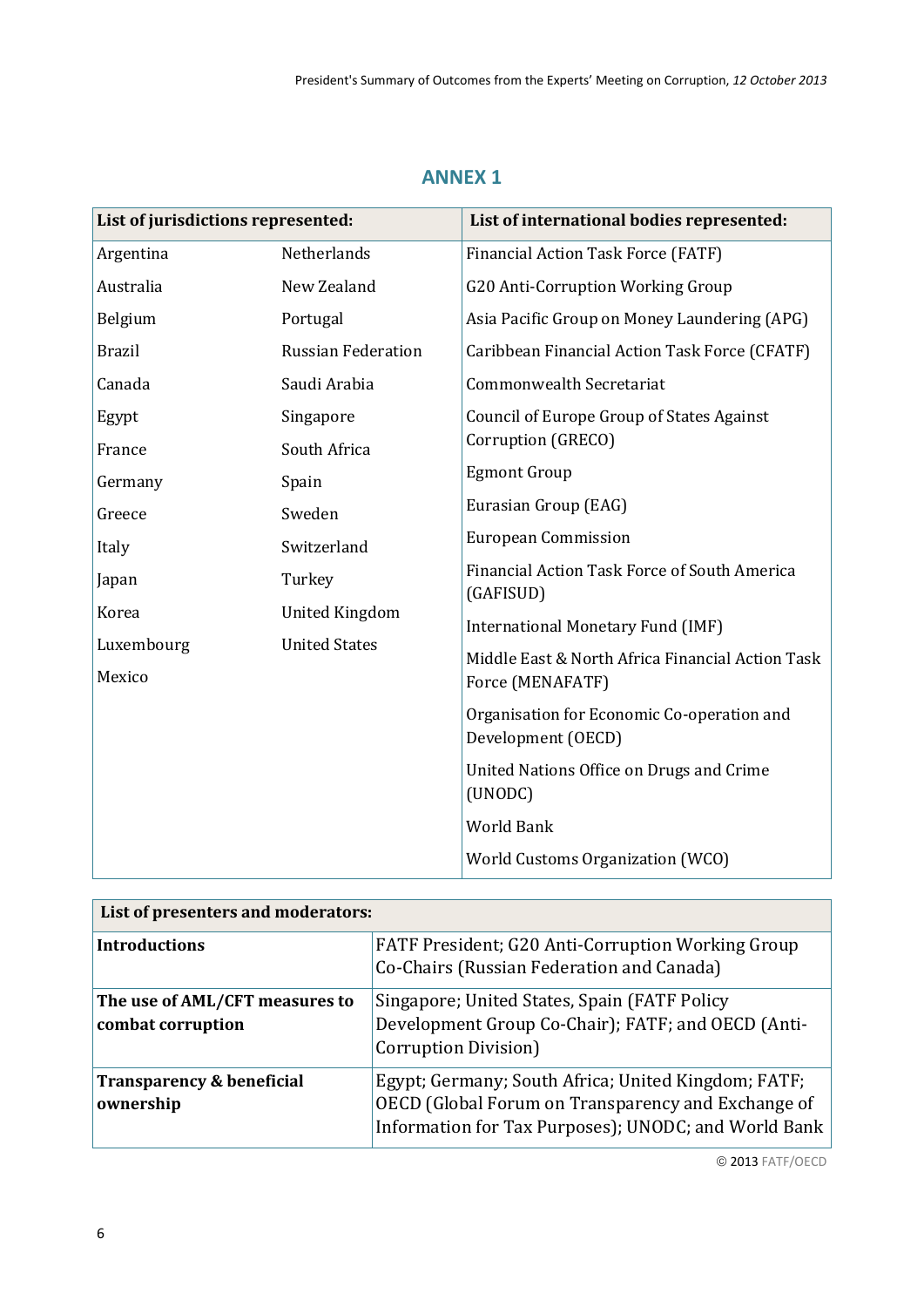## ANNEX 1

| List of jurisdictions represented: | | List of international bodies represented: |
|---|---|---|
| Argentina | Netherlands | Financial Action Task Force (FATF) |
| Australia | New Zealand | G20 Anti-Corruption Working Group |
| Belgium | Portugal | Asia Pacific Group on Money Laundering (APG) |
| Brazil | Russian Federation | Caribbean Financial Action Task Force (CFATF) |
| Canada | Saudi Arabia | Commonwealth Secretariat |
| Egypt | Singapore | Council of Europe Group of States Against Corruption (GRECO) |
| France | South Africa | Egmont Group |
| Germany | Spain | Eurasian Group (EAG) |
| Greece | Sweden | European Commission |
| Italy | Switzerland | Financial Action Task Force of South America (GAFISUD) |
| Japan | Turkey | International Monetary Fund (IMF) |
| Korea | United Kingdom | Middle East & North Africa Financial Action Task Force (MENAFATF) |
| Luxembourg | United States | Organisation for Economic Co-operation and Development (OECD) |
| Mexico | | United Nations Office on Drugs and Crime (UNODC) |
| | | World Bank |
| | | World Customs Organization (WCO) |

| List of presenters and moderators: | |
|---|---|
| **Introductions** | FATF President; G20 Anti-Corruption Working Group Co-Chairs (Russian Federation and Canada) |
| **The use of AML/CFT measures to combat corruption** | Singapore; United States, Spain (FATF Policy Development Group Co-Chair); FATF; and OECD (Anti-Corruption Division) |
| **Transparency & beneficial ownership** | Egypt; Germany; South Africa; United Kingdom; FATF; OECD (Global Forum on Transparency and Exchange of Information for Tax Purposes); UNODC; and World Bank |

© 2013 FATF/OECD